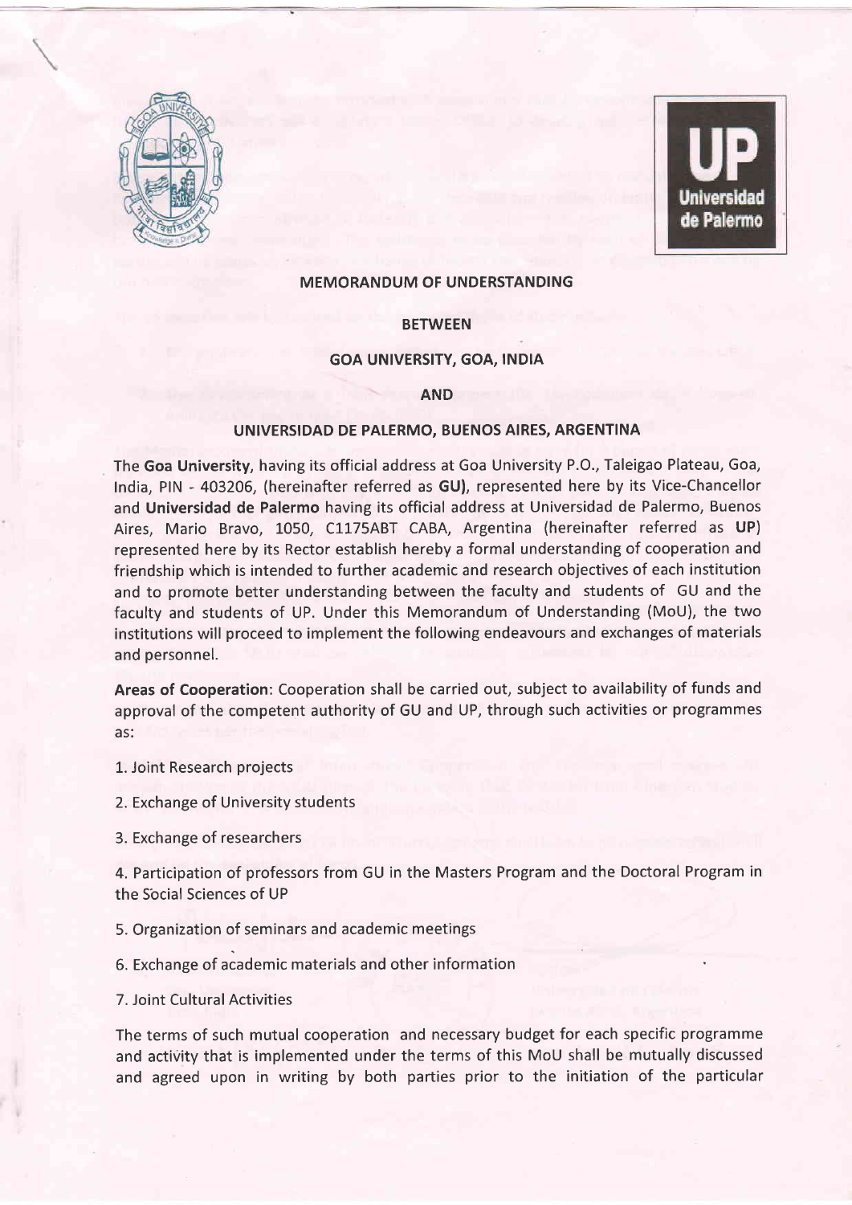**MEMORANDUM OF UNDERSTANDING**

**BETWEEN**

**GOA UNIVERSITY, GOA, INDIA**

**AND**

**UNIVERSIDAD DE PALERMO, BUENOS AIRES, ARGENTINA**

The **Goa University**, having its official address at Goa University P.O., Taleigao Plateau, Goa, India, PIN - 403206, (hereinafter referred as **GU**), represented here by its Vice-Chancellor and **Universidad de Palermo** having its official address at Universidad de Palermo, Buenos Aires, Mario Bravo, 1050, C1175ABT CABA, Argentina (hereinafter referred as **UP**) represented here by its Rector establish hereby a formal understanding of cooperation and friendship which is intended to further academic and research objectives of each institution and to promote better understanding between the faculty and students of GU and the faculty and students of UP. Under this Memorandum of Understanding (MoU), the two institutions will proceed to implement the following endeavours and exchanges of materials and personnel.

**Areas of Cooperation**: Cooperation shall be carried out, subject to availability of funds and approval of the competent authority of GU and UP, through such activities or programmes as:

1. Joint Research projects
2. Exchange of University students
3. Exchange of researchers
4. Participation of professors from GU in the Masters Program and the Doctoral Program in the Social Sciences of UP
5. Organization of seminars and academic meetings
6. Exchange of academic materials and other information
7. Joint Cultural Activities

The terms of such mutual cooperation and necessary budget for each specific programme and activity that is implemented under the terms of this MoU shall be mutually discussed and agreed upon in writing by both parties prior to the initiation of the particular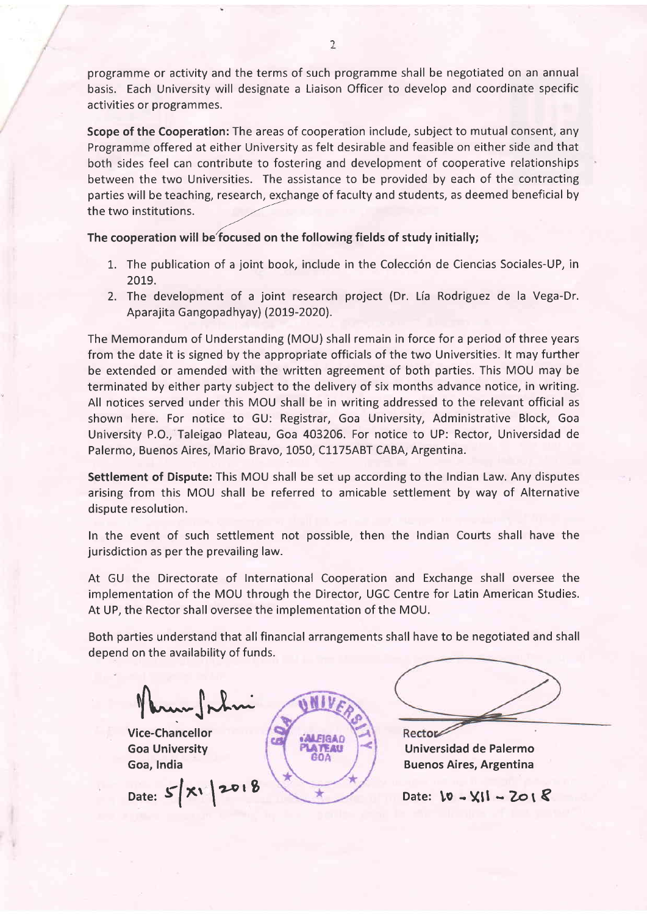programme or activity and the terms of such programme shall be negotiated on an annual basis. Each University will designate a Liaison Officer to develop and coordinate specific activities or programmes.

**Scope of the Cooperation:** The areas of cooperation include, subject to mutual consent, any Programme offered at either University as felt desirable and feasible on either side and that both sides feel can contribute to fostering and development of cooperative relationships between the two Universities. The assistance to be provided by each of the contracting parties will be teaching, research, exchange of faculty and students, as deemed beneficial by the two institutions.

**The cooperation will be focused on the following fields of study initially;**

1. The publication of a joint book, include in the Colección de Ciencias Sociales-UP, in 2019.
2. The development of a joint research project (Dr. Lía Rodriguez de la Vega-Dr. Aparajita Gangopadhyay) (2019-2020).

The Memorandum of Understanding (MOU) shall remain in force for a period of three years from the date it is signed by the appropriate officials of the two Universities. It may further be extended or amended with the written agreement of both parties. This MOU may be terminated by either party subject to the delivery of six months advance notice, in writing. All notices served under this MOU shall be in writing addressed to the relevant official as shown here. For notice to GU: Registrar, Goa University, Administrative Block, Goa University P.O., Taleigao Plateau, Goa 403206. For notice to UP: Rector, Universidad de Palermo, Buenos Aires, Mario Bravo, 1050, C1175ABT CABA, Argentina.

**Settlement of Dispute:** This MOU shall be set up according to the Indian Law. Any disputes arising from this MOU shall be referred to amicable settlement by way of Alternative dispute resolution.

In the event of such settlement not possible, then the Indian Courts shall have the jurisdiction as per the prevailing law.

At GU the Directorate of International Cooperation and Exchange shall oversee the implementation of the MOU through the Director, UGC Centre for Latin American Studies. At UP, the Rector shall oversee the implementation of the MOU.

Both parties understand that all financial arrangements shall have to be negotiated and shall depend on the availability of funds.

**Vice-Chancellor**
**Goa University**
**Goa, India**

Date: 5/XI/2018

**Rector**
**Universidad de Palermo**
**Buenos Aires, Argentina**

Date: 10 - XII - 2018